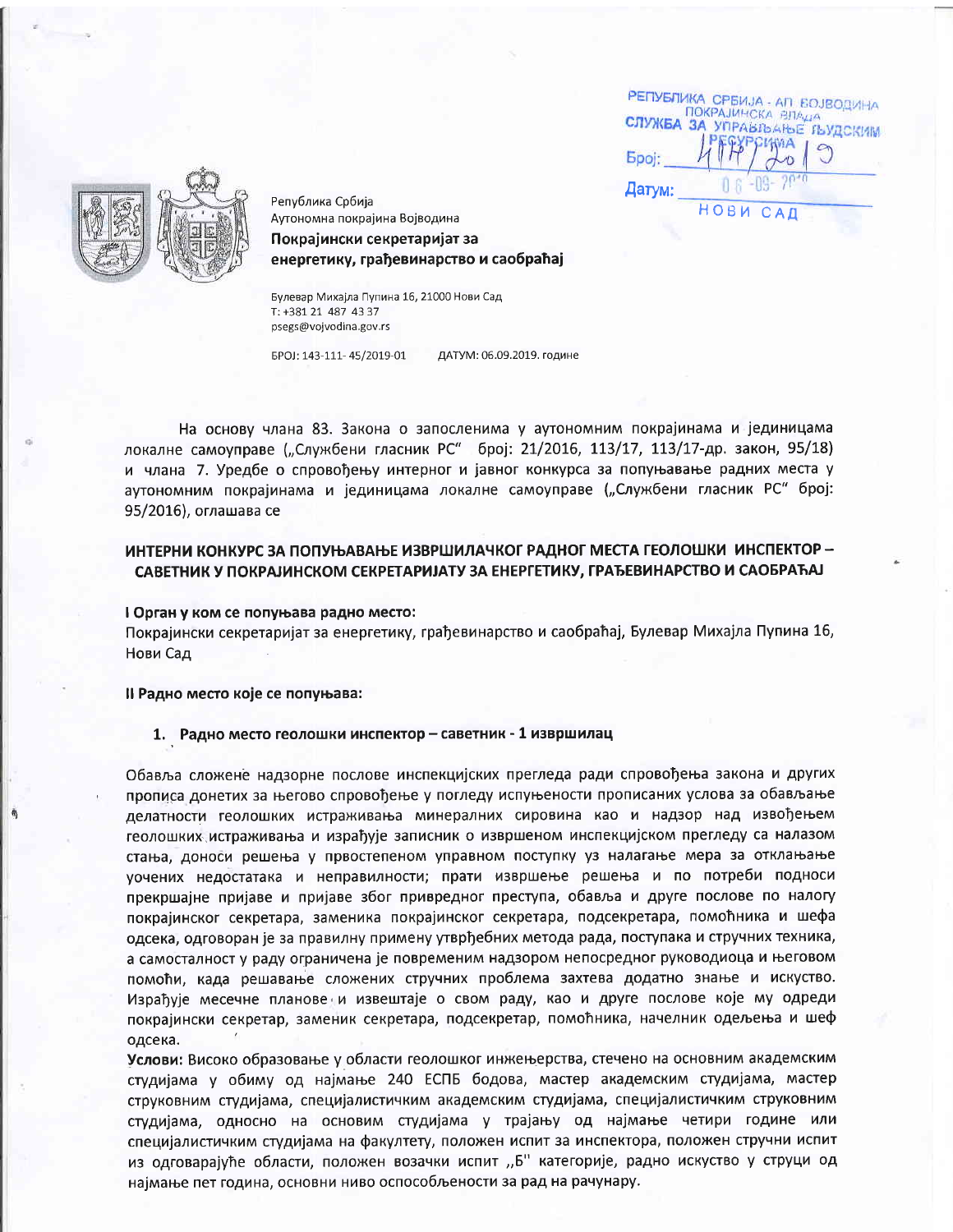РЕПУБЛИКА СРБИЈА - АП ВОЈВОДИНА
ПОКРАЈИНСКА ВЛАДА
СЛУЖБА ЗА УПРАВЉАЊЕ ЉУДСКИМ РЕСУРСИМА
Број: 41Р/2019
Датум: 06-09-2019
НОВИ САД

Република Србија
Аутономна покрајина Војводина
**Покрајински секретаријат за енергетику, грађевинарство и саобраћај**

Булевар Михајла Пупина 16, 21000 Нови Сад
Т: +381 21 487 43 37
psegs@vojvodina.gov.rs

БРОЈ: 143-111- 45/2019-01 ДАТУМ: 06.09.2019. године

На основу члана 83. Закона о запосленима у аутономним покрајинама и јединицама локалне самоуправе („Службени гласник РС" број: 21/2016, 113/17, 113/17-др. закон, 95/18) и члана 7. Уредбе о спровођењу интерног и јавног конкурса за попуњавање радних места у аутономним покрајинама и јединицама локалне самоуправе („Службени гласник РС" број: 95/2016), оглашава се

## ИНТЕРНИ КОНКУРС ЗА ПОПУЊАВАЊЕ ИЗВРШИЛАЧКОГ РАДНОГ МЕСТА ГЕОЛОШКИ ИНСПЕКТОР – САВЕТНИК У ПОКРАЈИНСКОМ СЕКРЕТАРИЈАТУ ЗА ЕНЕРГЕТИКУ, ГРАЂЕВИНАРСТВО И САОБРАЋАЈ

**I Орган у ком се попуњава радно место:**
Покрајински секретаријат за енергетику, грађевинарство и саобраћај, Булевар Михајла Пупина 16, Нови Сад

**II Радно место које се попуњава:**

1. **Радно место геолошки инспектор – саветник - 1 извршилац**

Обавља сложене надзорне послове инспекцијских прегледа ради спровођења закона и других прописа донетих за његово спровођење у погледу испуњености прописаних услова за обављање делатности геолошких истраживања минералних сировина као и надзор над извођењем геолошких истраживања и израђује записник о извршеном инспекцијском прегледу са налазом стања, доноси решења у првостепеном управном поступку уз налагање мера за отклањање уочених недостатака и неправилности; прати извршење решења и по потреби подноси прекршајне пријаве и пријаве због привредног преступа, обавља и друге послове по налогу покрајинског секретара, заменика покрајинског секретара, подсекретара, помоћника и шефа одсека, одговоран је за правилну примену утврђебних метода рада, поступака и стручних техника, а самосталност у раду ограничена је повременим надзором непосредног руководиоца и његовом помоћи, када решавање сложених стручних проблема захтева додатно знање и искуство. Израђује месечне планове и извештаје о свом раду, као и друге послове које му одреди покрајински секретар, заменик секретара, подсекретар, помоћника, начелник одељења и шеф одсека.

**Услови:** Високо образовање у области геолошког инжењерства, стечено на основним академским студијама у обиму од најмање 240 ЕСПБ бодова, мастер академским студијама, мастер струковним студијама, специјалистичким академским студијама, специјалистичким струковним студијама, односно на основим студијама у трајању од најмање четири године или специјалистичким студијама на факултету, положен испит за инспектора, положен стручни испит из одговарајуће области, положен возачки испит „Б" категорије, радно искуство у струци од најмање пет година, основни ниво оспособљености за рад на рачунару.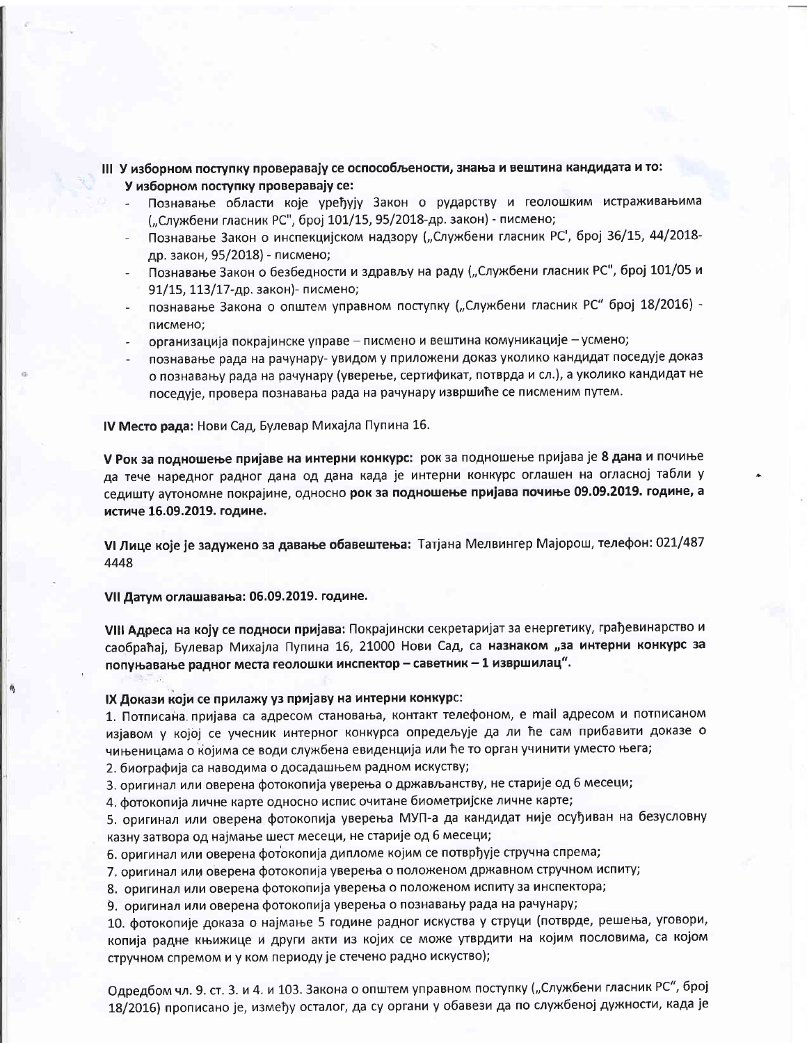**III У изборном поступку проверавају се оспособљености, знања и вештина кандидата и то:**
**У изборном поступку проверавају се:**

- Познавање области које уређују Закон о рударству и геолошким истраживањима („Службени гласник РС", број 101/15, 95/2018-др. закон) - писмено;
- Познавање Закон о инспекцијском надзору („Службени гласник РС', број 36/15, 44/2018-др. закон, 95/2018) - писмено;
- Познавање Закон о безбедности и здрављу на раду („Службени гласник РС", број 101/05 и 91/15, 113/17-др. закон)- писмено;
- познавање Закона о општем управном поступку („Службени гласник РС" број 18/2016) - писмено;
- организација покрајинске управе – писмено и вештина комуникације – усмено;
- познавање рада на рачунару- увидом у приложени доказ уколико кандидат поседује доказ о познавању рада на рачунару (уверење, сертификат, потврда и сл.), а уколико кандидат не поседује, провера познавања рада на рачунару извршиће се писменим путем.

**IV Место рада:** Нови Сад, Булевар Михајла Пупина 16.

**V Рок за подношење пријаве на интерни конкурс:** рок за подношење пријава је **8 дана** и почиње да тече наредног радног дана од дана када је интерни конкурс оглашен на огласној табли у седишту аутономне покрајине, односно **рок за подношење пријава почиње 09.09.2019. године, а истиче 16.09.2019. године.**

**VI Лице које је задужено за давање обавештења:** Татјана Мелвингер Мајорош, телефон: 021/487 4448

**VII Датум оглашавања: 06.09.2019. године.**

**VIII Адреса на коју се подноси пријава:** Покрајински секретаријат за енергетику, грађевинарство и саобраћај, Булевар Михајла Пупина 16, 21000 Нови Сад, са **назнаком „за интерни конкурс за попуњавање радног места геолошки инспектор – саветник – 1 извршилац".**

**IX Докази који се прилажу уз пријаву на интерни конкурс:**

1. Потписана пријава са адресом становања, контакт телефоном, е mail адресом и потписаном изјавом у којој се учесник интерног конкурса опредељује да ли ће сам прибавити доказе о чињеницама о којима се води службена евиденција или ће то орган учинити уместо њега;
2. биографија са наводима о досадашњем радном искуству;
3. оригинал или оверена фотокопија уверења о држављанству, не старије од 6 месеци;
4. фотокопија личне карте односно испис очитане биометријске личне карте;
5. оригинал или оверена фотокопија уверења МУП-а да кандидат није осуђиван на безусловну казну затвора од најмање шест месеци, не старије од 6 месеци;
6. оригинал или оверена фотокопија дипломе којим се потврђује стручна спрема;
7. оригинал или оверена фотокопија уверења о положеном државном стручном испиту;
8. оригинал или оверена фотокопија уверења о положеном испиту за инспектора;
9. оригинал или оверена фотокопија уверења о познавању рада на рачунару;
10. фотокопије доказа о најмање 5 године радног искуства у струци (потврде, решења, уговори, копија радне књижице и други акти из којих се може утврдити на којим пословима, са којом стручном спремом и у ком периоду је стечено радно искуство);

Одредбом чл. 9. ст. 3. и 4. и 103. Закона о општем управном поступку („Службени гласник РС", број 18/2016) прописано је, између осталог, да су органи у обавези да по службеној дужности, када је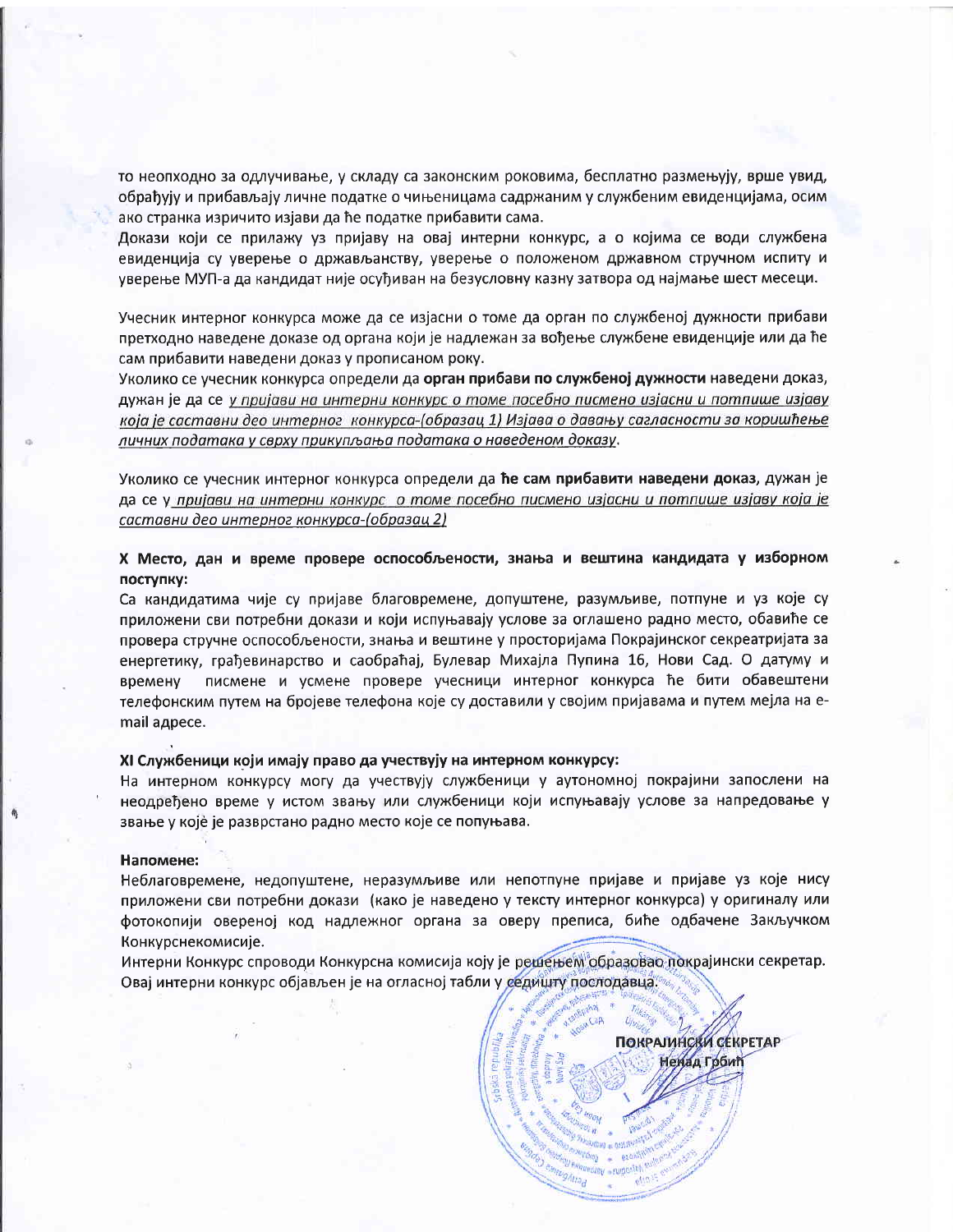то неопходно за одлучивање, у складу са законским роковима, бесплатно размењују, врше увид, обрађују и прибављају личне податке о чињеницама садржаним у службеним евиденцијама, осим ако странка изричито изјави да ће податке прибавити сама.

Докази који се прилажу уз пријаву на овај интерни конкурс, а о којима се води службена евиденција су уверење о држављанству, уверење о положеном државном стручном испиту и уверење МУП-а да кандидат није осуђиван на безусловну казну затвора од најмање шест месеци.

Учесник интерног конкурса може да се изјасни о томе да орган по службеној дужности прибави претходно наведене доказе од органа који је надлежан за вођење службене евиденције или да ће сам прибавити наведени доказ у прописаном року.

Уколико се учесник конкурса определи да **орган прибави по службеној дужности** наведени доказ, дужан је да се *у пријави на интерни конкурс о томе посебно писмено изјасни и потпише изјаву која је саставни део интерног конкурса-(образац 1) Изјава о давању сагласности за коришћење личних података у сврху прикупљања података о наведеном доказу*.

Уколико се учесник интерног конкурса определи да **ће сам прибавити наведени доказ**, дужан је да се *у пријави на интерни конкурс о томе посебно писмено изјасни и потпише изјаву која је саставни део интерног конкурса-(образац 2)*

### X Место, дан и време провере оспособљености, знања и вештина кандидата у изборном поступку:

Са кандидатима чије су пријаве благовремене, допуштене, разумљиве, потпуне и уз које су приложени сви потребни докази и који испуњавају услове за оглашено радно место, обавиће се провера стручне оспособљености, знања и вештине у просторијама Покрајинског секреатријата за енергетику, грађевинарство и саобраћај, Булевар Михајла Пупина 16, Нови Сад. О датуму и времену писмене и усмене провере учесници интерног конкурса ће бити обавештени телефонским путем на бројеве телефона које су доставили у својим пријавама и путем мејла на e-mail адресе.

### XI Службеници који имају право да учествују на интерном конкурсу:

На интерном конкурсу могу да учествују службеници у аутономној покрајини запослени на неодређено време у истом звању или службеници који испуњавају услове за напредовање у звање у које је разврстано радно место које се попуњава.

### Напомене:

Неблаговремене, недопуштене, неразумљиве или непотпуне пријаве и пријаве уз које нису приложени сви потребни докази (како је наведено у тексту интерног конкурса) у оригиналу или фотокопији овереној код надлежног органа за оверу преписа, биће одбачене Закључком Конкурснекомисије.

Интерни Конкурс спроводи Конкурсна комисија коју је решењем образовао покрајински секретар.
Овај интерни конкурс објављен је на огласној табли у седишту послодавца.

**ПОКРАЈИНСКИ СЕКРЕТАР**
**Ненад Грбић**